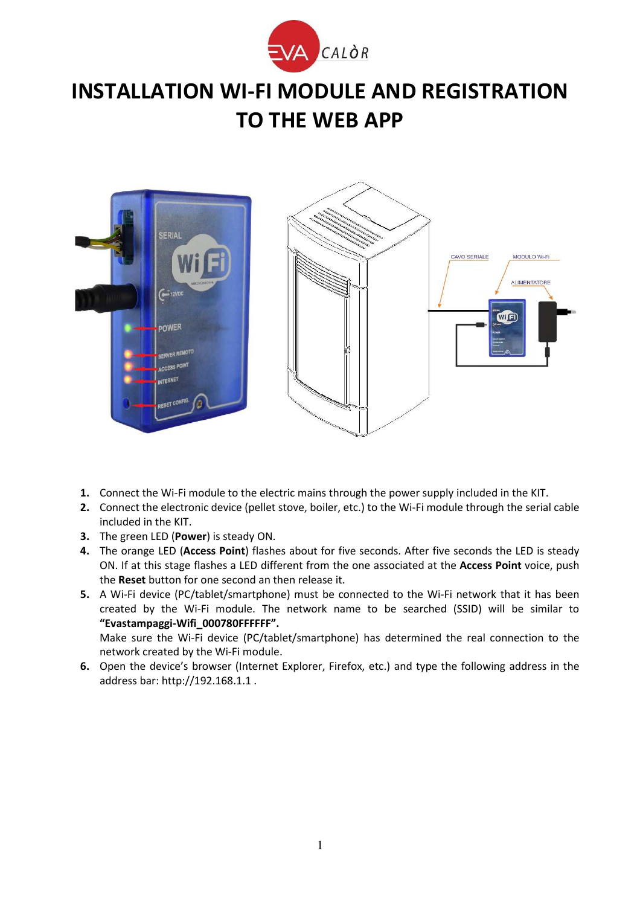# INSTALLATION WI-FI MODULE AND REGISTRATION TO THE WEB APP

1. Connect the Wi-Fi module to the electric mains through the power supply included in the KIT.
2. Connect the electronic device (pellet stove, boiler, etc.) to the Wi-Fi module through the serial cable included in the KIT.
3. The green LED (**Power**) is steady ON.
4. The orange LED (**Access Point**) flashes about for five seconds. After five seconds the LED is steady ON. If at this stage flashes a LED different from the one associated at the **Access Point** voice, push the **Reset** button for one second an then release it.
5. A Wi-Fi device (PC/tablet/smartphone) must be connected to the Wi-Fi network that it has been created by the Wi-Fi module. The network name to be searched (SSID) will be similar to **"Evastampaggi-Wifi_000780FFFFFF".**
   Make sure the Wi-Fi device (PC/tablet/smartphone) has determined the real connection to the network created by the Wi-Fi module.
6. Open the device's browser (Internet Explorer, Firefox, etc.) and type the following address in the address bar: http://192.168.1.1 .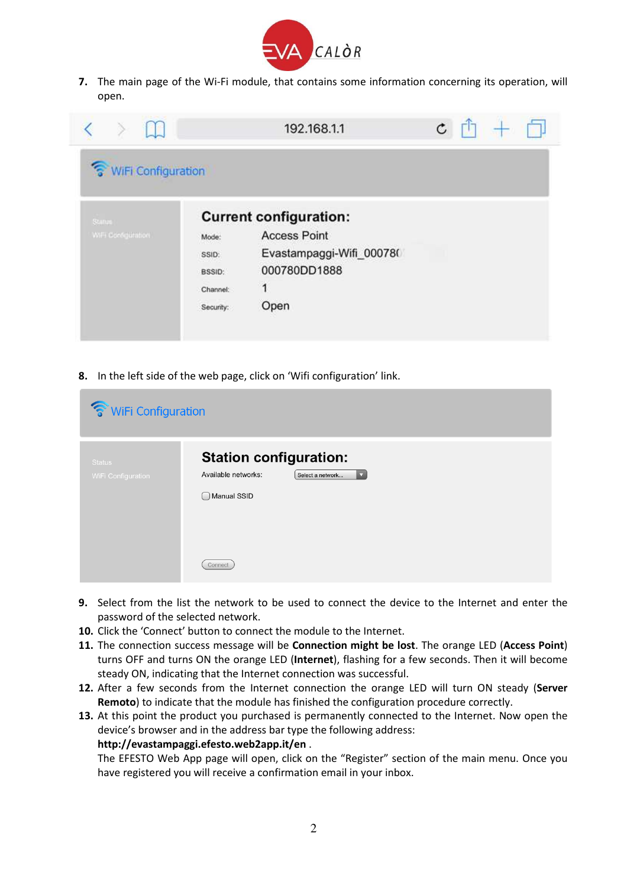7. The main page of the Wi-Fi module, that contains some information concerning its operation, will open.

8. In the left side of the web page, click on 'Wifi configuration' link.

9. Select from the list the network to be used to connect the device to the Internet and enter the password of the selected network.
10. Click the 'Connect' button to connect the module to the Internet.
11. The connection success message will be **Connection might be lost**. The orange LED (**Access Point**) turns OFF and turns ON the orange LED (**Internet**), flashing for a few seconds. Then it will become steady ON, indicating that the Internet connection was successful.
12. After a few seconds from the Internet connection the orange LED will turn ON steady (**Server Remoto**) to indicate that the module has finished the configuration procedure correctly.
13. At this point the product you purchased is permanently connected to the Internet. Now open the device's browser and in the address bar type the following address:
    **http://evastampaggi.efesto.web2app.it/en** .
    The EFESTO Web App page will open, click on the "Register" section of the main menu. Once you have registered you will receive a confirmation email in your inbox.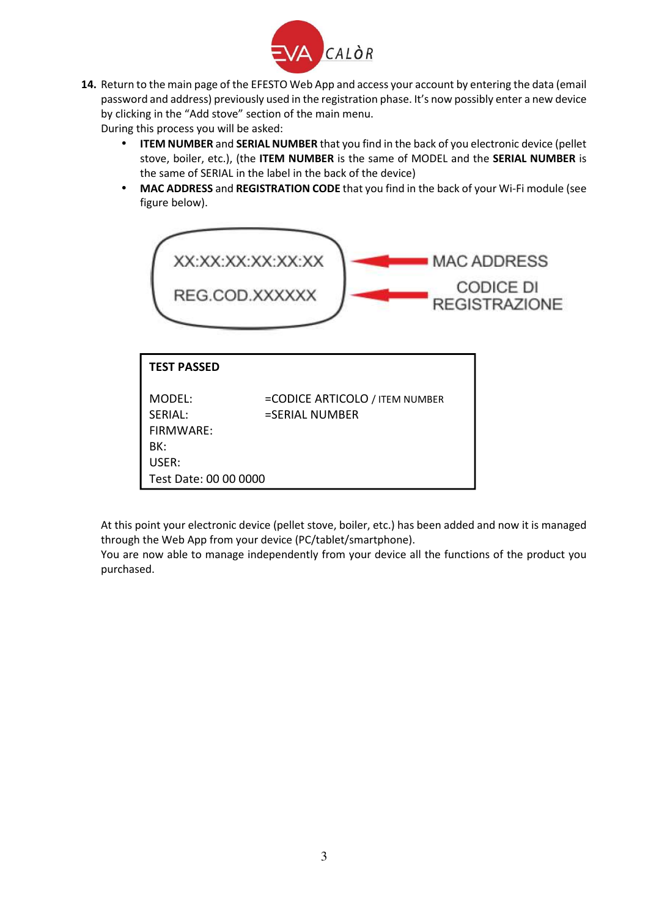14. Return to the main page of the EFESTO Web App and access your account by entering the data (email password and address) previously used in the registration phase. It's now possibly enter a new device by clicking in the "Add stove" section of the main menu.
    During this process you will be asked:
    - **ITEM NUMBER** and **SERIAL NUMBER** that you find in the back of you electronic device (pellet stove, boiler, etc.), (the **ITEM NUMBER** is the same of MODEL and the **SERIAL NUMBER** is the same of SERIAL in the label in the back of the device)
    - **MAC ADDRESS** and **REGISTRATION CODE** that you find in the back of your Wi-Fi module (see figure below).

XX:XX:XX:XX:XX:XX → MAC ADDRESS

REG.COD.XXXXXX → CODICE DI REGISTRAZIONE

| | |
|---|---|
| **TEST PASSED** | |
| MODEL: | =CODICE ARTICOLO / ITEM NUMBER |
| SERIAL: | =SERIAL NUMBER |
| FIRMWARE: | |
| BK: | |
| USER: | |
| Test Date: 00 00 0000 | |

At this point your electronic device (pellet stove, boiler, etc.) has been added and now it is managed through the Web App from your device (PC/tablet/smartphone).
You are now able to manage independently from your device all the functions of the product you purchased.